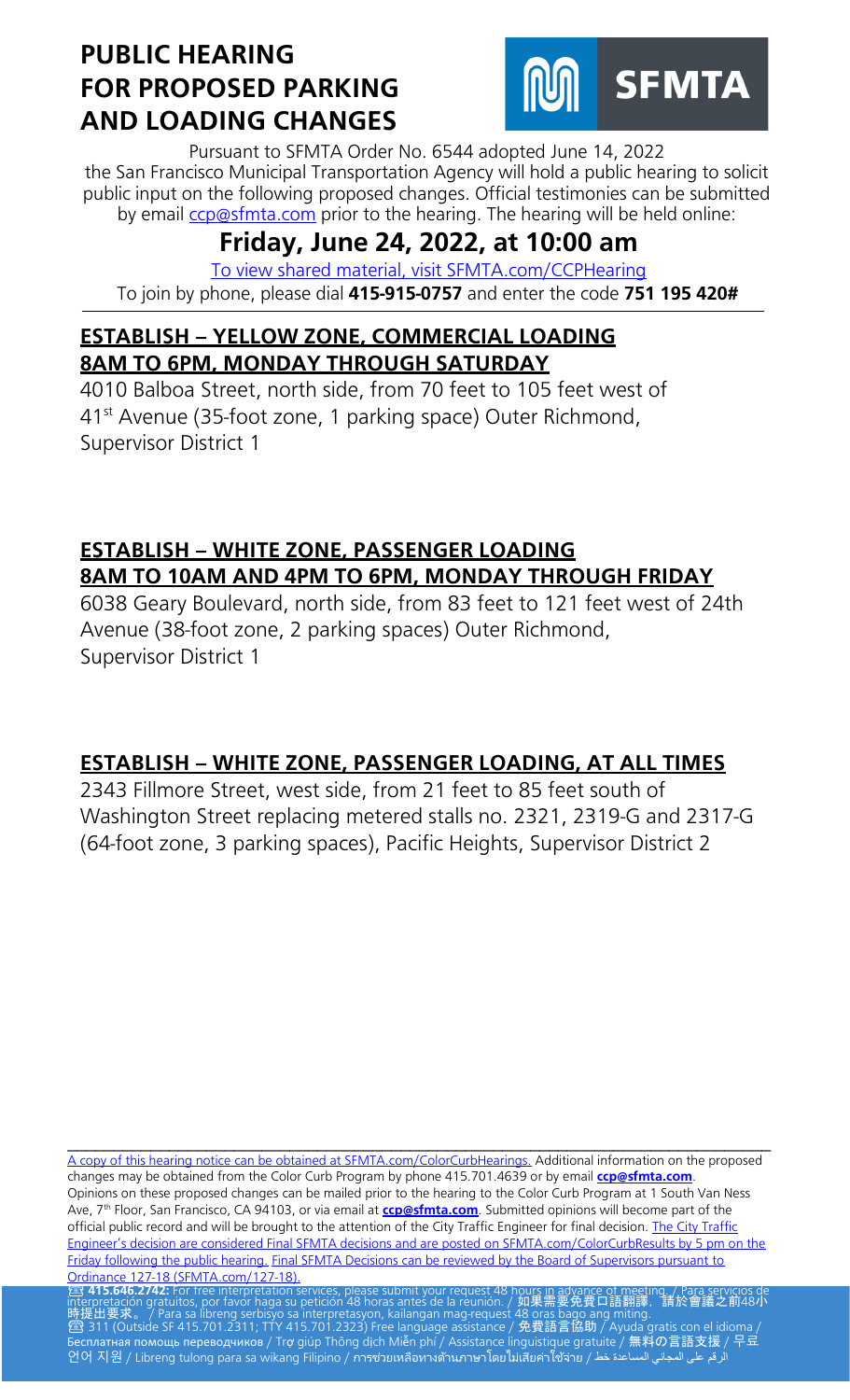# PUBLIC HEARING FOR PROPOSED PARKING AND LOADING CHANGES

SFMTA

Pursuant to SFMTA Order No. 6544 adopted June 14, 2022 the San Francisco Municipal Transportation Agency will hold a public hearing to solicit public input on the following proposed changes. Official testimonies can be submitted by email ccp@sfmta.com prior to the hearing. The hearing will be held online:

## Friday, June 24, 2022, at 10:00 am

To view shared material, visit SFMTA.com/CCPHearing

To join by phone, please dial **415-915-0757** and enter the code **751 195 420#**

### ESTABLISH – YELLOW ZONE, COMMERCIAL LOADING 8AM TO 6PM, MONDAY THROUGH SATURDAY

4010 Balboa Street, north side, from 70 feet to 105 feet west of 41st Avenue (35-foot zone, 1 parking space) Outer Richmond, Supervisor District 1

### ESTABLISH – WHITE ZONE, PASSENGER LOADING 8AM TO 10AM AND 4PM TO 6PM, MONDAY THROUGH FRIDAY

6038 Geary Boulevard, north side, from 83 feet to 121 feet west of 24th Avenue (38-foot zone, 2 parking spaces) Outer Richmond, Supervisor District 1

### ESTABLISH – WHITE ZONE, PASSENGER LOADING, AT ALL TIMES

2343 Fillmore Street, west side, from 21 feet to 85 feet south of Washington Street replacing metered stalls no. 2321, 2319-G and 2317-G (64-foot zone, 3 parking spaces), Pacific Heights, Supervisor District 2

A copy of this hearing notice can be obtained at SFMTA.com/ColorCurbHearings. Additional information on the proposed changes may be obtained from the Color Curb Program by phone 415.701.4639 or by email **ccp@sfmta.com**. Opinions on these proposed changes can be mailed prior to the hearing to the Color Curb Program at 1 South Van Ness Ave, 7th Floor, San Francisco, CA 94103, or via email at **ccp@sfmta.com**. Submitted opinions will become part of the official public record and will be brought to the attention of the City Traffic Engineer for final decision. The City Traffic Engineer's decision are considered Final SFMTA decisions and are posted on SFMTA.com/ColorCurbResults by 5 pm on the Friday following the public hearing. Final SFMTA Decisions can be reviewed by the Board of Supervisors pursuant to Ordinance 127-18 (SFMTA.com/127-18).

☎ **415.646.2742:** For free interpretation services, please submit your request 48 hours in advance of meeting. / Para servicios de interpretación gratuitos, por favor haga su petición 48 horas antes de la reunión. / **如果需要免費口語翻譯，請於會議之前48小時提出要求。** / Para sa libreng serbisyo sa interpretasyon, kailangan mag-request 48 oras bago ang miting.
☎ 311 (Outside SF 415.701.2311; TTY 415.701.2323) Free language assistance / **免費語言協助** / Ayuda gratis con el idioma / Бесплатная помощь переводчиков / Trợ giúp Thông dịch Miễn phí / Assistance linguistique gratuite / **無料の言語支援** / 무료 언어 지원 / Libreng tulong para sa wikang Filipino / การช่วยเหลือทางด้านภาษาโดยไม่เสียค่าใช้จ่าย / الرقم على المجاني المساعدة خط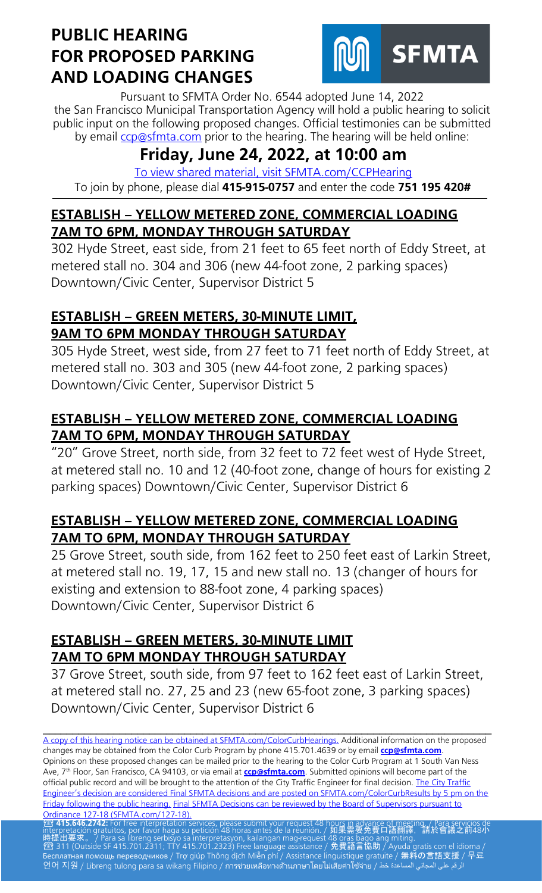# PUBLIC HEARING FOR PROPOSED PARKING AND LOADING CHANGES

SFMTA

Pursuant to SFMTA Order No. 6544 adopted June 14, 2022 the San Francisco Municipal Transportation Agency will hold a public hearing to solicit public input on the following proposed changes. Official testimonies can be submitted by email ccp@sfmta.com prior to the hearing. The hearing will be held online:

## Friday, June 24, 2022, at 10:00 am

To view shared material, visit SFMTA.com/CCPHearing

To join by phone, please dial **415-915-0757** and enter the code **751 195 420#**

### ESTABLISH – YELLOW METERED ZONE, COMMERCIAL LOADING 7AM TO 6PM, MONDAY THROUGH SATURDAY

302 Hyde Street, east side, from 21 feet to 65 feet north of Eddy Street, at metered stall no. 304 and 306 (new 44-foot zone, 2 parking spaces) Downtown/Civic Center, Supervisor District 5

### ESTABLISH – GREEN METERS, 30-MINUTE LIMIT, 9AM TO 6PM MONDAY THROUGH SATURDAY

305 Hyde Street, west side, from 27 feet to 71 feet north of Eddy Street, at metered stall no. 303 and 305 (new 44-foot zone, 2 parking spaces) Downtown/Civic Center, Supervisor District 5

### ESTABLISH – YELLOW METERED ZONE, COMMERCIAL LOADING 7AM TO 6PM, MONDAY THROUGH SATURDAY

"20" Grove Street, north side, from 32 feet to 72 feet west of Hyde Street, at metered stall no. 10 and 12 (40-foot zone, change of hours for existing 2 parking spaces) Downtown/Civic Center, Supervisor District 6

### ESTABLISH – YELLOW METERED ZONE, COMMERCIAL LOADING 7AM TO 6PM, MONDAY THROUGH SATURDAY

25 Grove Street, south side, from 162 feet to 250 feet east of Larkin Street, at metered stall no. 19, 17, 15 and new stall no. 13 (changer of hours for existing and extension to 88-foot zone, 4 parking spaces) Downtown/Civic Center, Supervisor District 6

### ESTABLISH – GREEN METERS, 30-MINUTE LIMIT 7AM TO 6PM MONDAY THROUGH SATURDAY

37 Grove Street, south side, from 97 feet to 162 feet east of Larkin Street, at metered stall no. 27, 25 and 23 (new 65-foot zone, 3 parking spaces) Downtown/Civic Center, Supervisor District 6

---

A copy of this hearing notice can be obtained at SFMTA.com/ColorCurbHearings. Additional information on the proposed changes may be obtained from the Color Curb Program by phone 415.701.4639 or by email **ccp@sfmta.com**. Opinions on these proposed changes can be mailed prior to the hearing to the Color Curb Program at 1 South Van Ness Ave, 7th Floor, San Francisco, CA 94103, or via email at **ccp@sfmta.com**. Submitted opinions will become part of the official public record and will be brought to the attention of the City Traffic Engineer for final decision. The City Traffic Engineer's decision are considered Final SFMTA decisions and are posted on SFMTA.com/ColorCurbResults by 5 pm on the Friday following the public hearing. Final SFMTA Decisions can be reviewed by the Board of Supervisors pursuant to Ordinance 127-18 (SFMTA.com/127-18).

☎ **415.646.2742:** For free interpretation services, please submit your request 48 hours in advance of meeting. / Para servicios de interpretación gratuitos, por favor haga su petición 48 horas antes de la reunión. / 如果需要免費口語翻譯，請於會議之前48小時提出要求。/ Para sa libreng serbisyo sa interpretasyon, kailangan mag-request 48 oras bago ang miting.
☎ 311 (Outside SF 415.701.2311; TTY 415.701.2323) Free language assistance / 免費語言協助 / Ayuda gratis con el idioma / Бесплатная помощь переводчиков / Trợ giúp Thông dịch Miễn phí / Assistance linguistique gratuite / 無料の言語支援 / 무료 언어 지원 / Libreng tulong para sa wikang Filipino / การช่วยเหลือทางด้านภาษาโดยไม่เสียค่าใช้จ่าย / الرقم على المجاني المساعدة خط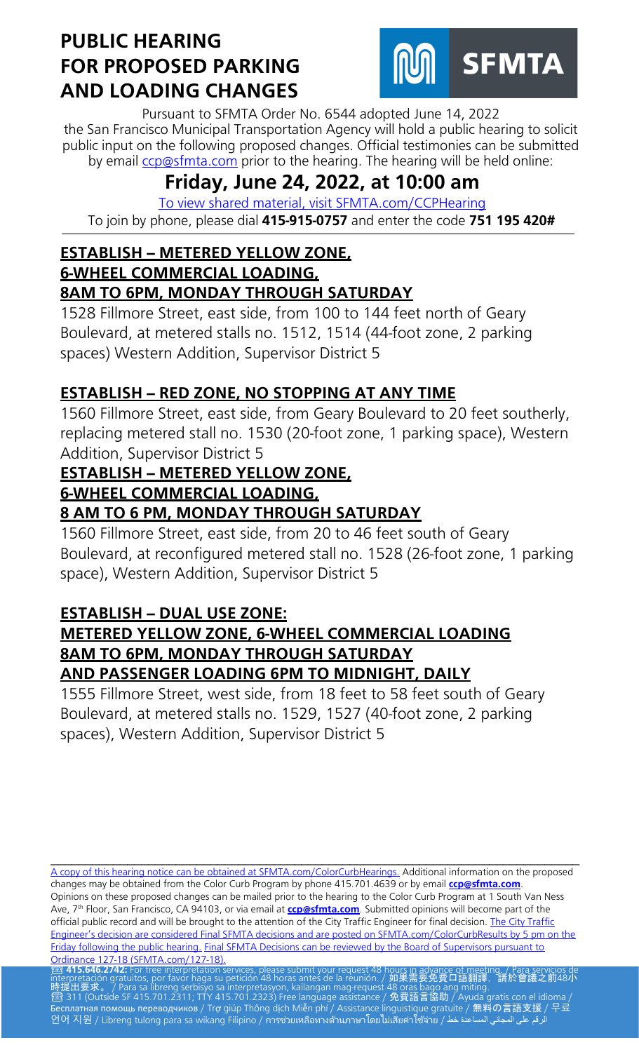# PUBLIC HEARING FOR PROPOSED PARKING AND LOADING CHANGES

**SFMTA**

Pursuant to SFMTA Order No. 6544 adopted June 14, 2022 the San Francisco Municipal Transportation Agency will hold a public hearing to solicit public input on the following proposed changes. Official testimonies can be submitted by email ccp@sfmta.com prior to the hearing. The hearing will be held online:

## Friday, June 24, 2022, at 10:00 am

To view shared material, visit SFMTA.com/CCPHearing

To join by phone, please dial **415-915-0757** and enter the code **751 195 420#**

### ESTABLISH – METERED YELLOW ZONE, 6-WHEEL COMMERCIAL LOADING, 8AM TO 6PM, MONDAY THROUGH SATURDAY

1528 Fillmore Street, east side, from 100 to 144 feet north of Geary Boulevard, at metered stalls no. 1512, 1514 (44-foot zone, 2 parking spaces) Western Addition, Supervisor District 5

### ESTABLISH – RED ZONE, NO STOPPING AT ANY TIME

1560 Fillmore Street, east side, from Geary Boulevard to 20 feet southerly, replacing metered stall no. 1530 (20-foot zone, 1 parking space), Western Addition, Supervisor District 5

### ESTABLISH – METERED YELLOW ZONE, 6-WHEEL COMMERCIAL LOADING, 8 AM TO 6 PM, MONDAY THROUGH SATURDAY

1560 Fillmore Street, east side, from 20 to 46 feet south of Geary Boulevard, at reconfigured metered stall no. 1528 (26-foot zone, 1 parking space), Western Addition, Supervisor District 5

### ESTABLISH – DUAL USE ZONE: METERED YELLOW ZONE, 6-WHEEL COMMERCIAL LOADING 8AM TO 6PM, MONDAY THROUGH SATURDAY AND PASSENGER LOADING 6PM TO MIDNIGHT, DAILY

1555 Fillmore Street, west side, from 18 feet to 58 feet south of Geary Boulevard, at metered stalls no. 1529, 1527 (40-foot zone, 2 parking spaces), Western Addition, Supervisor District 5

---

A copy of this hearing notice can be obtained at SFMTA.com/ColorCurbHearings. Additional information on the proposed changes may be obtained from the Color Curb Program by phone 415.701.4639 or by email **ccp@sfmta.com**. Opinions on these proposed changes can be mailed prior to the hearing to the Color Curb Program at 1 South Van Ness Ave, 7th Floor, San Francisco, CA 94103, or via email at **ccp@sfmta.com**. Submitted opinions will become part of the official public record and will be brought to the attention of the City Traffic Engineer for final decision. The City Traffic Engineer's decision are considered Final SFMTA decisions and are posted on SFMTA.com/ColorCurbResults by 5 pm on the Friday following the public hearing. Final SFMTA Decisions can be reviewed by the Board of Supervisors pursuant to Ordinance 127-18 (SFMTA.com/127-18).

☎ **415.646.2742:** For free interpretation services, please submit your request 48 hours in advance of meeting. / Para servicios de interpretación gratuitos, por favor haga su petición 48 horas antes de la reunión. / **如果需要免費口語翻譯，請於會議之前48小時提出要求。** / Para sa libreng serbisyo sa interpretasyon, kailangan mag-request 48 oras bago ang miting.
☎ 311 (Outside SF 415.701.2311; TTY 415.701.2323) Free language assistance / **免費語言協助** / Ayuda gratis con el idioma / **Бесплатная помощь переводчиков** / Trợ giúp Thông dịch Miễn phí / Assistance linguistique gratuite / **無料の言語支援** / 무료 언어 지원 / Libreng tulong para sa wikang Filipino / การช่วยเหลือทางด้านภาษาโดยไม่เสียค่าใช้จ่าย / الرقم على المجاني المساعدة خط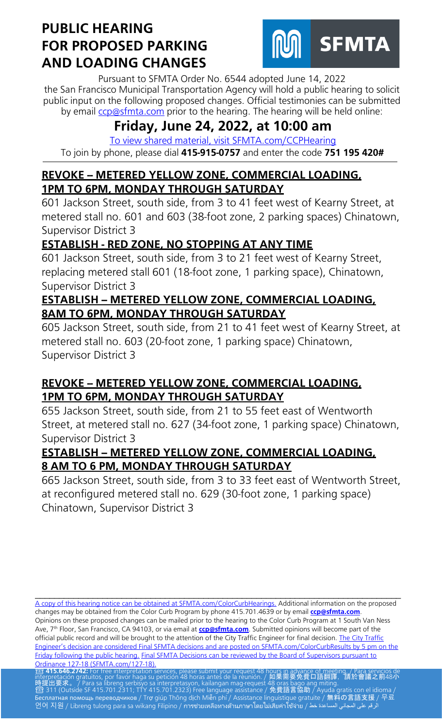# PUBLIC HEARING FOR PROPOSED PARKING AND LOADING CHANGES

SFMTA

Pursuant to SFMTA Order No. 6544 adopted June 14, 2022 the San Francisco Municipal Transportation Agency will hold a public hearing to solicit public input on the following proposed changes. Official testimonies can be submitted by email ccp@sfmta.com prior to the hearing. The hearing will be held online:

## Friday, June 24, 2022, at 10:00 am

To view shared material, visit SFMTA.com/CCPHearing

To join by phone, please dial **415-915-0757** and enter the code **751 195 420#**

### REVOKE – METERED YELLOW ZONE, COMMERCIAL LOADING, 1PM TO 6PM, MONDAY THROUGH SATURDAY

601 Jackson Street, south side, from 3 to 41 feet west of Kearny Street, at metered stall no. 601 and 603 (38-foot zone, 2 parking spaces) Chinatown, Supervisor District 3

### ESTABLISH - RED ZONE, NO STOPPING AT ANY TIME

601 Jackson Street, south side, from 3 to 21 feet west of Kearny Street, replacing metered stall 601 (18-foot zone, 1 parking space), Chinatown, Supervisor District 3

### ESTABLISH – METERED YELLOW ZONE, COMMERCIAL LOADING, 8AM TO 6PM, MONDAY THROUGH SATURDAY

605 Jackson Street, south side, from 21 to 41 feet west of Kearny Street, at metered stall no. 603 (20-foot zone, 1 parking space) Chinatown, Supervisor District 3

### REVOKE – METERED YELLOW ZONE, COMMERCIAL LOADING, 1PM TO 6PM, MONDAY THROUGH SATURDAY

655 Jackson Street, south side, from 21 to 55 feet east of Wentworth Street, at metered stall no. 627 (34-foot zone, 1 parking space) Chinatown, Supervisor District 3

### ESTABLISH – METERED YELLOW ZONE, COMMERCIAL LOADING, 8 AM TO 6 PM, MONDAY THROUGH SATURDAY

665 Jackson Street, south side, from 3 to 33 feet east of Wentworth Street, at reconfigured metered stall no. 629 (30-foot zone, 1 parking space) Chinatown, Supervisor District 3

---

A copy of this hearing notice can be obtained at SFMTA.com/ColorCurbHearings. Additional information on the proposed changes may be obtained from the Color Curb Program by phone 415.701.4639 or by email **ccp@sfmta.com**. Opinions on these proposed changes can be mailed prior to the hearing to the Color Curb Program at 1 South Van Ness Ave, 7th Floor, San Francisco, CA 94103, or via email at **ccp@sfmta.com**. Submitted opinions will become part of the official public record and will be brought to the attention of the City Traffic Engineer for final decision. The City Traffic Engineer's decision are considered Final SFMTA decisions and are posted on SFMTA.com/ColorCurbResults by 5 pm on the Friday following the public hearing. Final SFMTA Decisions can be reviewed by the Board of Supervisors pursuant to Ordinance 127-18 (SFMTA.com/127-18).

☎ **415.646.2742:** For free interpretation services, please submit your request 48 hours in advance of meeting. / Para servicios de interpretación gratuitos, por favor haga su petición 48 horas antes de la reunión. / 如果需要免費口語翻譯，請於會議之前48小時提出要求。 / Para sa libreng serbisyo sa interpretasyon, kailangan mag-request 48 oras bago ang miting.
☎ 311 (Outside SF 415.701.2311; TTY 415.701.2323) Free language assistance / 免費語言協助 / Ayuda gratis con el idioma / Бесплатная помощь переводчиков / Trợ giúp Thông dịch Miễn phí / Assistance linguistique gratuite / 無料の言語支援 / 무료 언어 지원 / Libreng tulong para sa wikang Filipino / การช่วยเหลือทางด้านภาษาโดยไม่เสียค่าใช้จ่าย / الرقم على المجاني المساعدة خط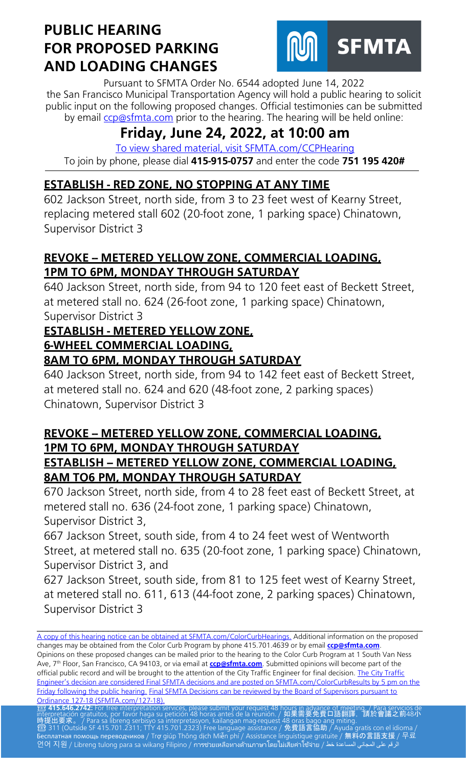# PUBLIC HEARING FOR PROPOSED PARKING AND LOADING CHANGES

SFMTA

Pursuant to SFMTA Order No. 6544 adopted June 14, 2022 the San Francisco Municipal Transportation Agency will hold a public hearing to solicit public input on the following proposed changes. Official testimonies can be submitted by email ccp@sfmta.com prior to the hearing. The hearing will be held online:

## Friday, June 24, 2022, at 10:00 am

To view shared material, visit SFMTA.com/CCPHearing

To join by phone, please dial **415-915-0757** and enter the code **751 195 420#**

### ESTABLISH - RED ZONE, NO STOPPING AT ANY TIME

602 Jackson Street, north side, from 3 to 23 feet west of Kearny Street, replacing metered stall 602 (20-foot zone, 1 parking space) Chinatown, Supervisor District 3

### REVOKE – METERED YELLOW ZONE, COMMERCIAL LOADING, 1PM TO 6PM, MONDAY THROUGH SATURDAY

640 Jackson Street, north side, from 94 to 120 feet east of Beckett Street, at metered stall no. 624 (26-foot zone, 1 parking space) Chinatown, Supervisor District 3

### ESTABLISH - METERED YELLOW ZONE, 6-WHEEL COMMERCIAL LOADING, 8AM TO 6PM, MONDAY THROUGH SATURDAY

640 Jackson Street, north side, from 94 to 142 feet east of Beckett Street, at metered stall no. 624 and 620 (48-foot zone, 2 parking spaces) Chinatown, Supervisor District 3

### REVOKE – METERED YELLOW ZONE, COMMERCIAL LOADING, 1PM TO 6PM, MONDAY THROUGH SATURDAY
### ESTABLISH – METERED YELLOW ZONE, COMMERCIAL LOADING, 8AM TO6 PM, MONDAY THROUGH SATURDAY

670 Jackson Street, north side, from 4 to 28 feet east of Beckett Street, at metered stall no. 636 (24-foot zone, 1 parking space) Chinatown, Supervisor District 3,

667 Jackson Street, south side, from 4 to 24 feet west of Wentworth Street, at metered stall no. 635 (20-foot zone, 1 parking space) Chinatown, Supervisor District 3, and

627 Jackson Street, south side, from 81 to 125 feet west of Kearny Street, at metered stall no. 611, 613 (44-foot zone, 2 parking spaces) Chinatown, Supervisor District 3

---

A copy of this hearing notice can be obtained at SFMTA.com/ColorCurbHearings. Additional information on the proposed changes may be obtained from the Color Curb Program by phone 415.701.4639 or by email **ccp@sfmta.com**. Opinions on these proposed changes can be mailed prior to the hearing to the Color Curb Program at 1 South Van Ness Ave, 7th Floor, San Francisco, CA 94103, or via email at **ccp@sfmta.com**. Submitted opinions will become part of the official public record and will be brought to the attention of the City Traffic Engineer for final decision. The City Traffic Engineer's decision are considered Final SFMTA decisions and are posted on SFMTA.com/ColorCurbResults by 5 pm on the Friday following the public hearing. Final SFMTA Decisions can be reviewed by the Board of Supervisors pursuant to Ordinance 127-18 (SFMTA.com/127-18).

☎ **415.646.2742:** For free interpretation services, please submit your request 48 hours in advance of meeting. / Para servicios de interpretación gratuitos, por favor haga su petición 48 horas antes de la reunión. / 如果需要免費口語翻譯，請於會議之前48小時提出要求。 / Para sa libreng serbisyo sa interpretasyon, kailangan mag-request 48 oras bago ang miting.
☎ 311 (Outside SF 415.701.2311; TTY 415.701.2323) Free language assistance / 免費語言協助 / Ayuda gratis con el idioma / Бесплатная помощь переводчиков / Trợ giúp Thông dịch Miễn phí / Assistance linguistique gratuite / 無料の言語支援 / 무료 언어 지원 / Libreng tulong para sa wikang Filipino / การช่วยเหลือทางด้านภาษาโดยไม่เสียค่าใช้จ่าย / الرقم على المجاني المساعدة خط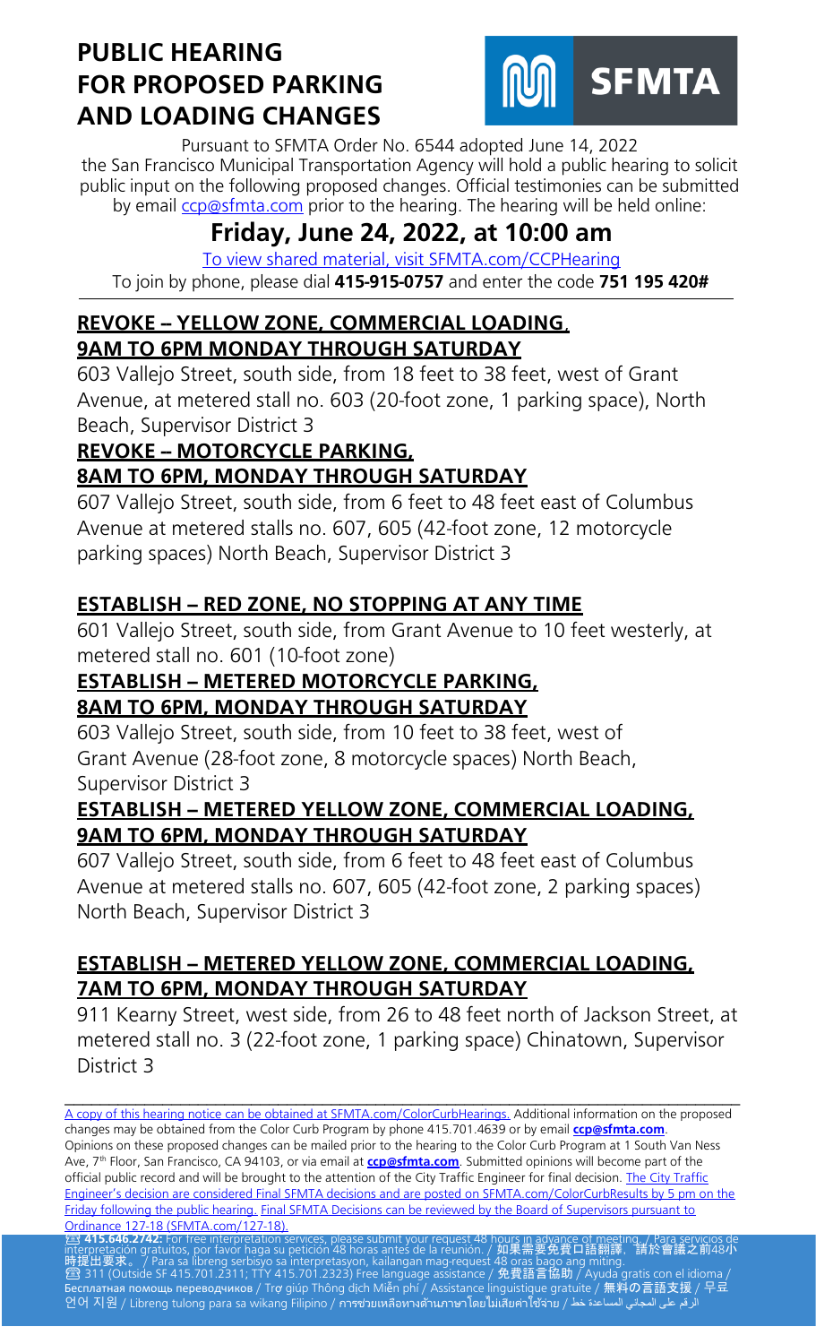# PUBLIC HEARING FOR PROPOSED PARKING AND LOADING CHANGES

SFMTA

Pursuant to SFMTA Order No. 6544 adopted June 14, 2022 the San Francisco Municipal Transportation Agency will hold a public hearing to solicit public input on the following proposed changes. Official testimonies can be submitted by email ccp@sfmta.com prior to the hearing. The hearing will be held online:

## Friday, June 24, 2022, at 10:00 am

To view shared material, visit SFMTA.com/CCPHearing

To join by phone, please dial **415-915-0757** and enter the code **751 195 420#**

### REVOKE – YELLOW ZONE, COMMERCIAL LOADING, 9AM TO 6PM MONDAY THROUGH SATURDAY

603 Vallejo Street, south side, from 18 feet to 38 feet, west of Grant Avenue, at metered stall no. 603 (20-foot zone, 1 parking space), North Beach, Supervisor District 3

### REVOKE – MOTORCYCLE PARKING, 8AM TO 6PM, MONDAY THROUGH SATURDAY

607 Vallejo Street, south side, from 6 feet to 48 feet east of Columbus Avenue at metered stalls no. 607, 605 (42-foot zone, 12 motorcycle parking spaces) North Beach, Supervisor District 3

### ESTABLISH – RED ZONE, NO STOPPING AT ANY TIME

601 Vallejo Street, south side, from Grant Avenue to 10 feet westerly, at metered stall no. 601 (10-foot zone)

### ESTABLISH – METERED MOTORCYCLE PARKING, 8AM TO 6PM, MONDAY THROUGH SATURDAY

603 Vallejo Street, south side, from 10 feet to 38 feet, west of Grant Avenue (28-foot zone, 8 motorcycle spaces) North Beach, Supervisor District 3

### ESTABLISH – METERED YELLOW ZONE, COMMERCIAL LOADING, 9AM TO 6PM, MONDAY THROUGH SATURDAY

607 Vallejo Street, south side, from 6 feet to 48 feet east of Columbus Avenue at metered stalls no. 607, 605 (42-foot zone, 2 parking spaces) North Beach, Supervisor District 3

### ESTABLISH – METERED YELLOW ZONE, COMMERCIAL LOADING, 7AM TO 6PM, MONDAY THROUGH SATURDAY

911 Kearny Street, west side, from 26 to 48 feet north of Jackson Street, at metered stall no. 3 (22-foot zone, 1 parking space) Chinatown, Supervisor District 3

---

A copy of this hearing notice can be obtained at SFMTA.com/ColorCurbHearings. Additional information on the proposed changes may be obtained from the Color Curb Program by phone 415.701.4639 or by email **ccp@sfmta.com**. Opinions on these proposed changes can be mailed prior to the hearing to the Color Curb Program at 1 South Van Ness Ave, 7th Floor, San Francisco, CA 94103, or via email at **ccp@sfmta.com**. Submitted opinions will become part of the official public record and will be brought to the attention of the City Traffic Engineer for final decision. The City Traffic Engineer's decision are considered Final SFMTA decisions and are posted on SFMTA.com/ColorCurbResults by 5 pm on the Friday following the public hearing. Final SFMTA Decisions can be reviewed by the Board of Supervisors pursuant to Ordinance 127-18 (SFMTA.com/127-18).

☏ **415.646.2742:** For free interpretation services, please submit your request 48 hours in advance of meeting. / Para servicios de interpretación gratuitos, por favor haga su petición 48 horas antes de la reunión. / 如果需要免費口語翻譯，請於會議之前48小時提出要求。/ Para sa libreng serbisyo sa interpretasyon, kailangan mag-request 48 oras bago ang miting.
☏ 311 (Outside SF 415.701.2311; TTY 415.701.2323) Free language assistance / 免費語言協助 / Ayuda gratis con el idioma / Бесплатная помощь переводчиков / Trợ giúp Thông dịch Miễn phí / Assistance linguistique gratuite / 無料の言語支援 / 무료 언어 지원 / Libreng tulong para sa wikang Filipino / การช่วยเหลือทางด้านภาษาโดยไม่เสียค่าใช้จ่าย / الرقم على المجاني المساعدة خط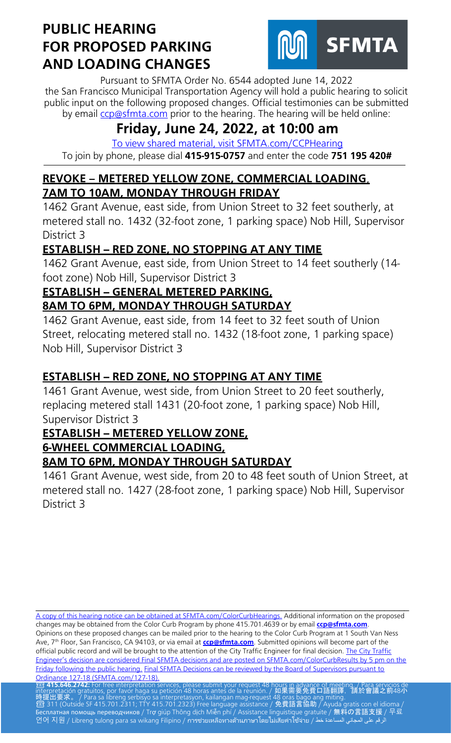# PUBLIC HEARING FOR PROPOSED PARKING AND LOADING CHANGES

SFMTA

Pursuant to SFMTA Order No. 6544 adopted June 14, 2022 the San Francisco Municipal Transportation Agency will hold a public hearing to solicit public input on the following proposed changes. Official testimonies can be submitted by email ccp@sfmta.com prior to the hearing. The hearing will be held online:

## Friday, June 24, 2022, at 10:00 am

To view shared material, visit SFMTA.com/CCPHearing

To join by phone, please dial **415-915-0757** and enter the code **751 195 420#**

### REVOKE – METERED YELLOW ZONE, COMMERCIAL LOADING, 7AM TO 10AM, MONDAY THROUGH FRIDAY

1462 Grant Avenue, east side, from Union Street to 32 feet southerly, at metered stall no. 1432 (32-foot zone, 1 parking space) Nob Hill, Supervisor District 3

### ESTABLISH – RED ZONE, NO STOPPING AT ANY TIME

1462 Grant Avenue, east side, from Union Street to 14 feet southerly (14-foot zone) Nob Hill, Supervisor District 3

### ESTABLISH – GENERAL METERED PARKING, 8AM TO 6PM, MONDAY THROUGH SATURDAY

1462 Grant Avenue, east side, from 14 feet to 32 feet south of Union Street, relocating metered stall no. 1432 (18-foot zone, 1 parking space) Nob Hill, Supervisor District 3

### ESTABLISH – RED ZONE, NO STOPPING AT ANY TIME

1461 Grant Avenue, west side, from Union Street to 20 feet southerly, replacing metered stall 1431 (20-foot zone, 1 parking space) Nob Hill, Supervisor District 3

### ESTABLISH – METERED YELLOW ZONE, 6-WHEEL COMMERCIAL LOADING, 8AM TO 6PM, MONDAY THROUGH SATURDAY

1461 Grant Avenue, west side, from 20 to 48 feet south of Union Street, at metered stall no. 1427 (28-foot zone, 1 parking space) Nob Hill, Supervisor District 3

---

A copy of this hearing notice can be obtained at SFMTA.com/ColorCurbHearings. Additional information on the proposed changes may be obtained from the Color Curb Program by phone 415.701.4639 or by email **ccp@sfmta.com**. Opinions on these proposed changes can be mailed prior to the hearing to the Color Curb Program at 1 South Van Ness Ave, 7th Floor, San Francisco, CA 94103, or via email at **ccp@sfmta.com**. Submitted opinions will become part of the official public record and will be brought to the attention of the City Traffic Engineer for final decision. The City Traffic Engineer's decision are considered Final SFMTA decisions and are posted on SFMTA.com/ColorCurbResults by 5 pm on the Friday following the public hearing. Final SFMTA Decisions can be reviewed by the Board of Supervisors pursuant to Ordinance 127-18 (SFMTA.com/127-18).

☏ **415.646.2742:** For free interpretation services, please submit your request 48 hours in advance of meeting. / Para servicios de interpretación gratuitos, por favor haga su petición 48 horas antes de la reunión. / **如果需要免費口語翻譯，請於會議之前48小時提出要求。** / Para sa libreng serbisyo sa interpretasyon, kailangan mag-request 48 oras bago ang miting.
☏ 311 (Outside SF 415.701.2311; TTY 415.701.2323) Free language assistance / **免費語言協助** / Ayuda gratis con el idioma / **Бесплатная помощь переводчиков** / Trợ giúp Thông dịch Miễn phí / Assistance linguistique gratuite / **無料の言語支援** / **무료 언어 지원** / Libreng tulong para sa wikang Filipino / **การช่วยเหลือทางด้านภาษาโดยไม่เสียค่าใช้จ่าย** / الرقم على المجاني المساعدة خط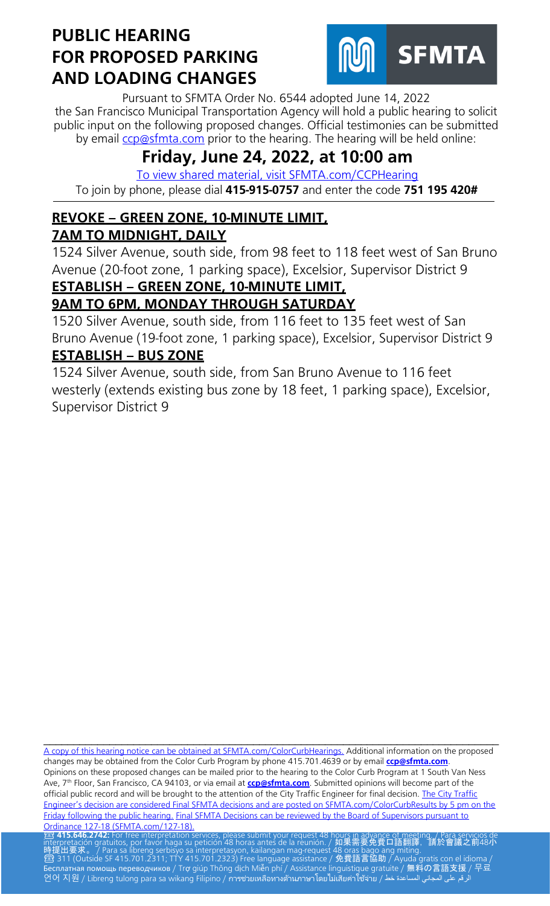# PUBLIC HEARING FOR PROPOSED PARKING AND LOADING CHANGES

SFMTA

Pursuant to SFMTA Order No. 6544 adopted June 14, 2022 the San Francisco Municipal Transportation Agency will hold a public hearing to solicit public input on the following proposed changes. Official testimonies can be submitted by email ccp@sfmta.com prior to the hearing. The hearing will be held online:

## Friday, June 24, 2022, at 10:00 am

To view shared material, visit SFMTA.com/CCPHearing

To join by phone, please dial **415-915-0757** and enter the code **751 195 420#**

### REVOKE – GREEN ZONE, 10-MINUTE LIMIT, 7AM TO MIDNIGHT, DAILY

1524 Silver Avenue, south side, from 98 feet to 118 feet west of San Bruno Avenue (20-foot zone, 1 parking space), Excelsior, Supervisor District 9

### ESTABLISH – GREEN ZONE, 10-MINUTE LIMIT, 9AM TO 6PM, MONDAY THROUGH SATURDAY

1520 Silver Avenue, south side, from 116 feet to 135 feet west of San Bruno Avenue (19-foot zone, 1 parking space), Excelsior, Supervisor District 9

### ESTABLISH – BUS ZONE

1524 Silver Avenue, south side, from San Bruno Avenue to 116 feet westerly (extends existing bus zone by 18 feet, 1 parking space), Excelsior, Supervisor District 9

---

A copy of this hearing notice can be obtained at SFMTA.com/ColorCurbHearings. Additional information on the proposed changes may be obtained from the Color Curb Program by phone 415.701.4639 or by email **ccp@sfmta.com**. Opinions on these proposed changes can be mailed prior to the hearing to the Color Curb Program at 1 South Van Ness Ave, 7th Floor, San Francisco, CA 94103, or via email at **ccp@sfmta.com**. Submitted opinions will become part of the official public record and will be brought to the attention of the City Traffic Engineer for final decision. The City Traffic Engineer's decision are considered Final SFMTA decisions and are posted on SFMTA.com/ColorCurbResults by 5 pm on the Friday following the public hearing. Final SFMTA Decisions can be reviewed by the Board of Supervisors pursuant to Ordinance 127-18 (SFMTA.com/127-18).

☎ **415.646.2742:** For free interpretation services, please submit your request 48 hours in advance of meeting. / Para servicios de interpretación gratuitos, por favor haga su petición 48 horas antes de la reunión. / **如果需要免費口語翻譯，請於會議之前48小時提出要求。** / Para sa libreng serbisyo sa interpretasyon, kailangan mag-request 48 oras bago ang miting.
☎ 311 (Outside SF 415.701.2311; TTY 415.701.2323) Free language assistance / **免費語言協助** / Ayuda gratis con el idioma / Бесплатная помощь переводчиков / Trợ giúp Thông dịch Miễn phí / Assistance linguistique gratuite / **無料の言語支援** / 무료 언어 지원 / Libreng tulong para sa wikang Filipino / การช่วยเหลือทางด้านภาษาโดยไม่เสียค่าใช้จ่าย / الرقم على المجاني المساعدة خط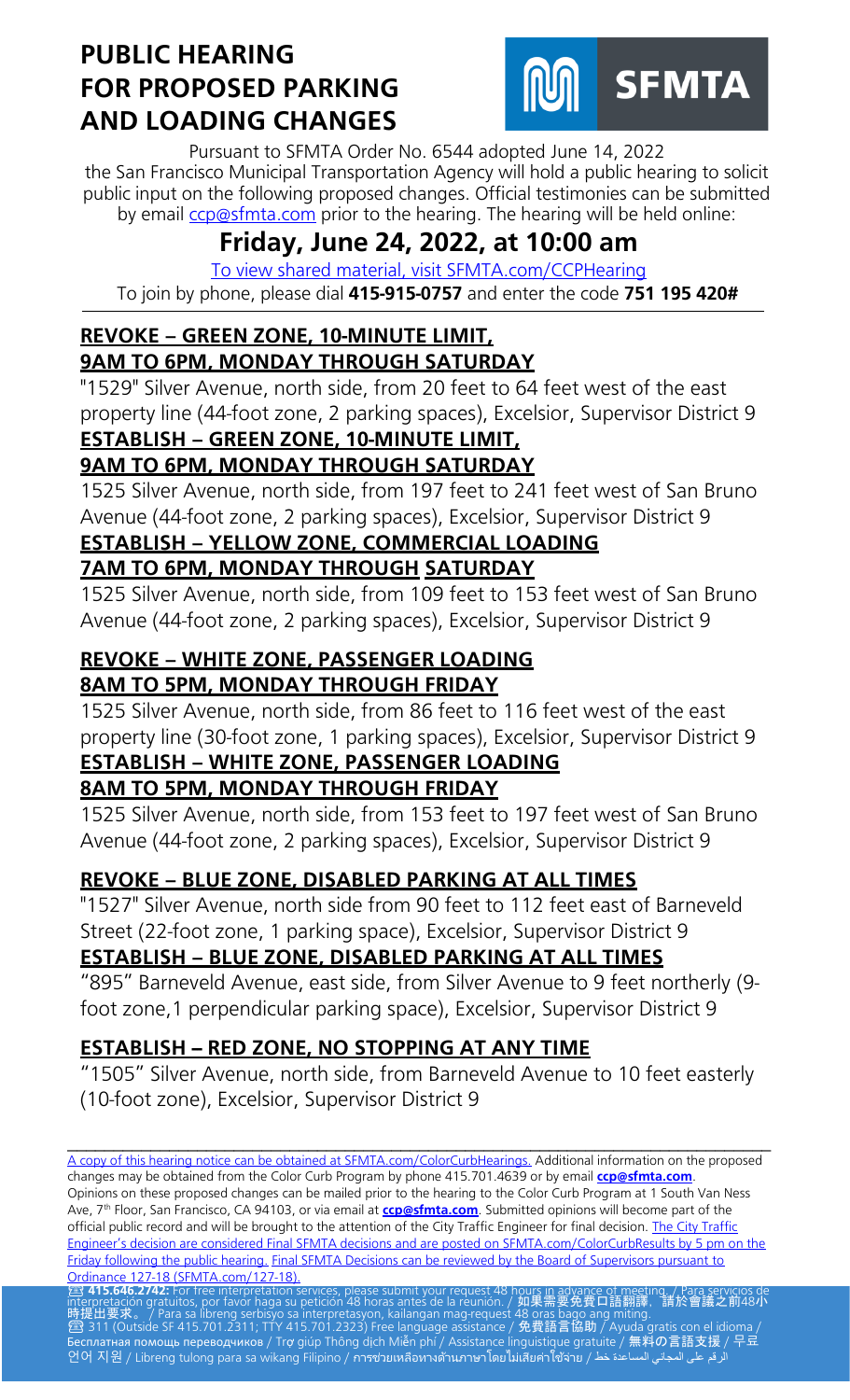# PUBLIC HEARING FOR PROPOSED PARKING AND LOADING CHANGES

SFMTA

Pursuant to SFMTA Order No. 6544 adopted June 14, 2022 the San Francisco Municipal Transportation Agency will hold a public hearing to solicit public input on the following proposed changes. Official testimonies can be submitted by email ccp@sfmta.com prior to the hearing. The hearing will be held online:

## Friday, June 24, 2022, at 10:00 am

To view shared material, visit SFMTA.com/CCPHearing

To join by phone, please dial **415-915-0757** and enter the code **751 195 420#**

### REVOKE – GREEN ZONE, 10-MINUTE LIMIT, 9AM TO 6PM, MONDAY THROUGH SATURDAY

"1529" Silver Avenue, north side, from 20 feet to 64 feet west of the east property line (44-foot zone, 2 parking spaces), Excelsior, Supervisor District 9

### ESTABLISH – GREEN ZONE, 10-MINUTE LIMIT, 9AM TO 6PM, MONDAY THROUGH SATURDAY

1525 Silver Avenue, north side, from 197 feet to 241 feet west of San Bruno Avenue (44-foot zone, 2 parking spaces), Excelsior, Supervisor District 9

### ESTABLISH – YELLOW ZONE, COMMERCIAL LOADING 7AM TO 6PM, MONDAY THROUGH SATURDAY

1525 Silver Avenue, north side, from 109 feet to 153 feet west of San Bruno Avenue (44-foot zone, 2 parking spaces), Excelsior, Supervisor District 9

### REVOKE – WHITE ZONE, PASSENGER LOADING 8AM TO 5PM, MONDAY THROUGH FRIDAY

1525 Silver Avenue, north side, from 86 feet to 116 feet west of the east property line (30-foot zone, 1 parking spaces), Excelsior, Supervisor District 9

### ESTABLISH – WHITE ZONE, PASSENGER LOADING 8AM TO 5PM, MONDAY THROUGH FRIDAY

1525 Silver Avenue, north side, from 153 feet to 197 feet west of San Bruno Avenue (44-foot zone, 2 parking spaces), Excelsior, Supervisor District 9

### REVOKE – BLUE ZONE, DISABLED PARKING AT ALL TIMES

"1527" Silver Avenue, north side from 90 feet to 112 feet east of Barneveld Street (22-foot zone, 1 parking space), Excelsior, Supervisor District 9

### ESTABLISH – BLUE ZONE, DISABLED PARKING AT ALL TIMES

"895" Barneveld Avenue, east side, from Silver Avenue to 9 feet northerly (9-foot zone,1 perpendicular parking space), Excelsior, Supervisor District 9

### ESTABLISH – RED ZONE, NO STOPPING AT ANY TIME

"1505" Silver Avenue, north side, from Barneveld Avenue to 10 feet easterly (10-foot zone), Excelsior, Supervisor District 9

---

A copy of this hearing notice can be obtained at SFMTA.com/ColorCurbHearings. Additional information on the proposed changes may be obtained from the Color Curb Program by phone 415.701.4639 or by email **ccp@sfmta.com**. Opinions on these proposed changes can be mailed prior to the hearing to the Color Curb Program at 1 South Van Ness Ave, 7th Floor, San Francisco, CA 94103, or via email at **ccp@sfmta.com**. Submitted opinions will become part of the official public record and will be brought to the attention of the City Traffic Engineer for final decision. The City Traffic Engineer's decision are considered Final SFMTA decisions and are posted on SFMTA.com/ColorCurbResults by 5 pm on the Friday following the public hearing. Final SFMTA Decisions can be reviewed by the Board of Supervisors pursuant to Ordinance 127-18 (SFMTA.com/127-18).

☎ **415.646.2742:** For free interpretation services, please submit your request 48 hours in advance of meeting. / Para servicios de interpretación gratuitos, por favor haga su petición 48 horas antes de la reunión. / 如果需要免費口語翻譯，請於會議之前48小時提出要求。 / Para sa libreng serbisyo sa interpretasyon, kailangan mag-request 48 oras bago ang miting.
☎ 311 (Outside SF 415.701.2311; TTY 415.701.2323) Free language assistance / 免費語言協助 / Ayuda gratis con el idioma / Бесплатная помощь переводчиков / Trợ giúp Thông dịch Miễn phí / Assistance linguistique gratuite / 無料の言語支援 / 무료 언어 지원 / Libreng tulong para sa wikang Filipino / การช่วยเหลือทางด้านภาษาโดยไม่เสียค่าใช้จ่าย / الرقم على المجاني المساعدة خط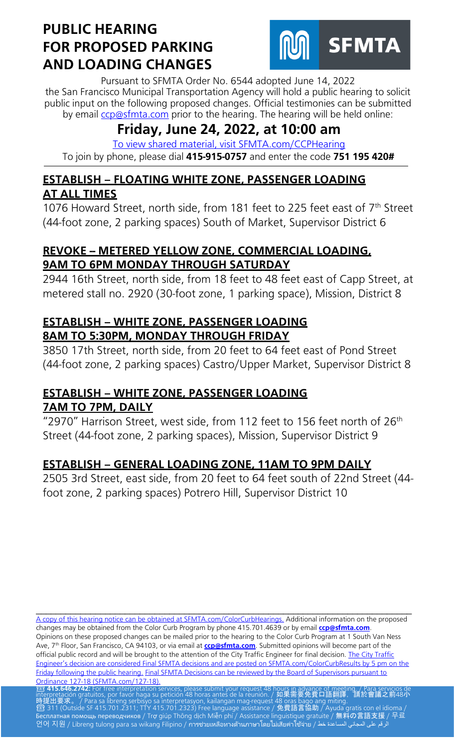# PUBLIC HEARING FOR PROPOSED PARKING AND LOADING CHANGES

SFMTA

Pursuant to SFMTA Order No. 6544 adopted June 14, 2022 the San Francisco Municipal Transportation Agency will hold a public hearing to solicit public input on the following proposed changes. Official testimonies can be submitted by email ccp@sfmta.com prior to the hearing. The hearing will be held online:

## Friday, June 24, 2022, at 10:00 am

To view shared material, visit SFMTA.com/CCPHearing

To join by phone, please dial **415-915-0757** and enter the code **751 195 420#**

### ESTABLISH – FLOATING WHITE ZONE, PASSENGER LOADING AT ALL TIMES

1076 Howard Street, north side, from 181 feet to 225 feet east of 7th Street (44-foot zone, 2 parking spaces) South of Market, Supervisor District 6

### REVOKE – METERED YELLOW ZONE, COMMERCIAL LOADING, 9AM TO 6PM MONDAY THROUGH SATURDAY

2944 16th Street, north side, from 18 feet to 48 feet east of Capp Street, at metered stall no. 2920 (30-foot zone, 1 parking space), Mission, District 8

### ESTABLISH – WHITE ZONE, PASSENGER LOADING 8AM TO 5:30PM, MONDAY THROUGH FRIDAY

3850 17th Street, north side, from 20 feet to 64 feet east of Pond Street (44-foot zone, 2 parking spaces) Castro/Upper Market, Supervisor District 8

### ESTABLISH – WHITE ZONE, PASSENGER LOADING 7AM TO 7PM, DAILY

"2970" Harrison Street, west side, from 112 feet to 156 feet north of 26th Street (44-foot zone, 2 parking spaces), Mission, Supervisor District 9

### ESTABLISH – GENERAL LOADING ZONE, 11AM TO 9PM DAILY

2505 3rd Street, east side, from 20 feet to 64 feet south of 22nd Street (44-foot zone, 2 parking spaces) Potrero Hill, Supervisor District 10

---

A copy of this hearing notice can be obtained at SFMTA.com/ColorCurbHearings. Additional information on the proposed changes may be obtained from the Color Curb Program by phone 415.701.4639 or by email **ccp@sfmta.com**. Opinions on these proposed changes can be mailed prior to the hearing to the Color Curb Program at 1 South Van Ness Ave, 7th Floor, San Francisco, CA 94103, or via email at **ccp@sfmta.com**. Submitted opinions will become part of the official public record and will be brought to the attention of the City Traffic Engineer for final decision. The City Traffic Engineer's decision are considered Final SFMTA decisions and are posted on SFMTA.com/ColorCurbResults by 5 pm on the Friday following the public hearing. Final SFMTA Decisions can be reviewed by the Board of Supervisors pursuant to Ordinance 127-18 (SFMTA.com/127-18).

☎ **415.646.2742:** For free interpretation services, please submit your request 48 hours in advance of meeting. / Para servicios de interpretación gratuitos, por favor haga su petición 48 horas antes de la reunión. / **如果需要免費口語翻譯，請於會議之前48小時提出要求。** / Para sa libreng serbisyo sa interpretasyon, kailangan mag-request 48 oras bago ang miting.
☎ 311 (Outside SF 415.701.2311; TTY 415.701.2323) Free language assistance / **免費語言協助** / Ayuda gratis con el idioma / Бесплатная помощь переводчиков / Trợ giúp Thông dịch Miễn phí / Assistance linguistique gratuite / **無料の言語支援** / 무료 언어 지원 / Libreng tulong para sa wikang Filipino / การช่วยเหลือทางด้านภาษาโดยไม่เสียค่าใช้จ่าย / الرقم على المجاني المساعدة خط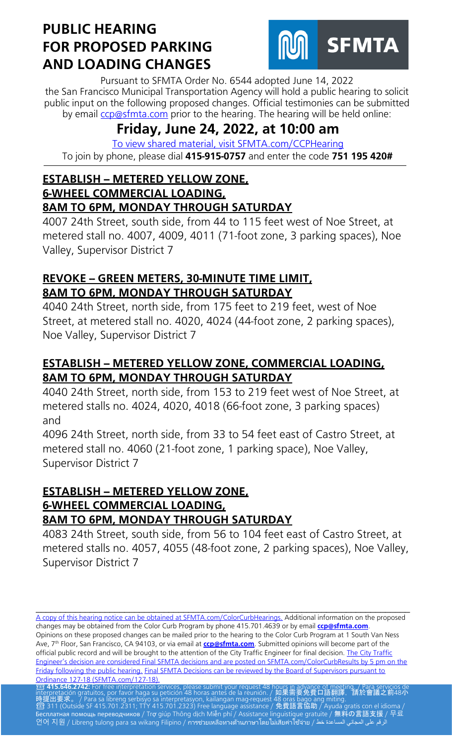# PUBLIC HEARING FOR PROPOSED PARKING AND LOADING CHANGES

SFMTA

Pursuant to SFMTA Order No. 6544 adopted June 14, 2022 the San Francisco Municipal Transportation Agency will hold a public hearing to solicit public input on the following proposed changes. Official testimonies can be submitted by email ccp@sfmta.com prior to the hearing. The hearing will be held online:

## Friday, June 24, 2022, at 10:00 am

To view shared material, visit SFMTA.com/CCPHearing

To join by phone, please dial **415-915-0757** and enter the code **751 195 420#**

### ESTABLISH – METERED YELLOW ZONE, 6-WHEEL COMMERCIAL LOADING, 8AM TO 6PM, MONDAY THROUGH SATURDAY

4007 24th Street, south side, from 44 to 115 feet west of Noe Street, at metered stall no. 4007, 4009, 4011 (71-foot zone, 3 parking spaces), Noe Valley, Supervisor District 7

### REVOKE – GREEN METERS, 30-MINUTE TIME LIMIT, 8AM TO 6PM, MONDAY THROUGH SATURDAY

4040 24th Street, north side, from 175 feet to 219 feet, west of Noe Street, at metered stall no. 4020, 4024 (44-foot zone, 2 parking spaces), Noe Valley, Supervisor District 7

### ESTABLISH – METERED YELLOW ZONE, COMMERCIAL LOADING, 8AM TO 6PM, MONDAY THROUGH SATURDAY

4040 24th Street, north side, from 153 to 219 feet west of Noe Street, at metered stalls no. 4024, 4020, 4018 (66-foot zone, 3 parking spaces) and

4096 24th Street, north side, from 33 to 54 feet east of Castro Street, at metered stall no. 4060 (21-foot zone, 1 parking space), Noe Valley, Supervisor District 7

### ESTABLISH – METERED YELLOW ZONE, 6-WHEEL COMMERCIAL LOADING, 8AM TO 6PM, MONDAY THROUGH SATURDAY

4083 24th Street, south side, from 56 to 104 feet east of Castro Street, at metered stalls no. 4057, 4055 (48-foot zone, 2 parking spaces), Noe Valley, Supervisor District 7

---

A copy of this hearing notice can be obtained at SFMTA.com/ColorCurbHearings. Additional information on the proposed changes may be obtained from the Color Curb Program by phone 415.701.4639 or by email **ccp@sfmta.com**. Opinions on these proposed changes can be mailed prior to the hearing to the Color Curb Program at 1 South Van Ness Ave, 7th Floor, San Francisco, CA 94103, or via email at **ccp@sfmta.com**. Submitted opinions will become part of the official public record and will be brought to the attention of the City Traffic Engineer for final decision. The City Traffic Engineer's decision are considered Final SFMTA decisions and are posted on SFMTA.com/ColorCurbResults by 5 pm on the Friday following the public hearing. Final SFMTA Decisions can be reviewed by the Board of Supervisors pursuant to Ordinance 127-18 (SFMTA.com/127-18).

**415.646.2742:** For free interpretation services, please submit your request 48 hours in advance of meeting. / Para servicios de interpretación gratuitos, por favor haga su petición 48 horas antes de la reunión. / **如果需要免費口語翻譯，請於會議之前48小時提出要求。** / Para sa libreng serbisyo sa interpretasyon, kailangan mag-request 48 oras bago ang miting.
311 (Outside SF 415.701.2311; TTY 415.701.2323) Free language assistance / **免費語言協助** / Ayuda gratis con el idioma / Бесплатная помощь переводчиков / Trợ giúp Thông dịch Miễn phí / Assistance linguistique gratuite / **無料の言語支援** / 무료 언어 지원 / Libreng tulong para sa wikang Filipino / การช่วยเหลือทางด้านภาษาโดยไม่เสียค่าใช้จ่าย / الرقم على المجاني المساعدة خط